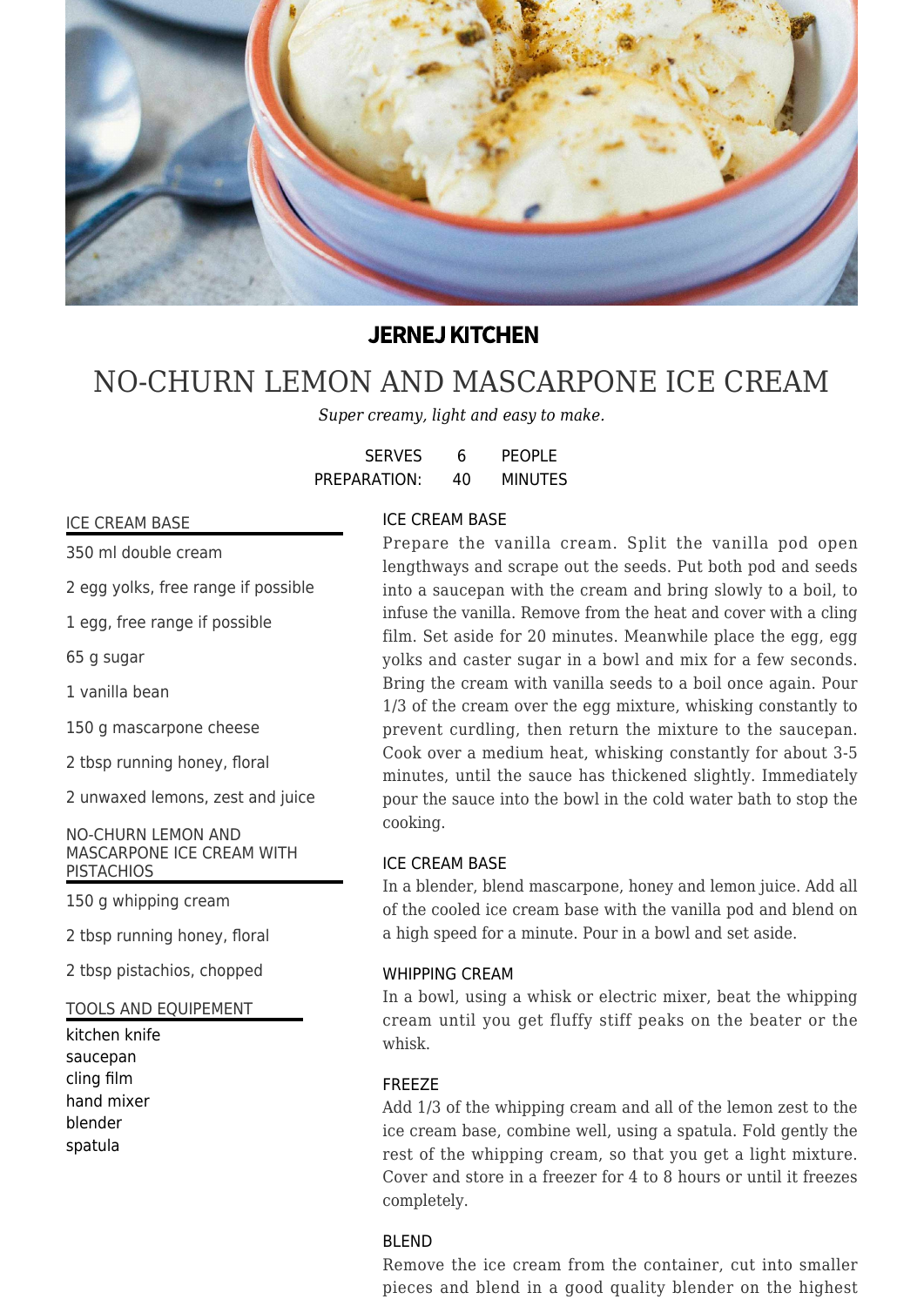**JERNEJ KITCHEN**

# NO-CHURN LEMON AND MASCARPONE ICE CREAM

*Super creamy, light and easy to make.*

SERVES 6 PEOPLE
PREPARATION: 40 MINUTES

## ICE CREAM BASE

350 ml double cream

2 egg yolks, free range if possible

1 egg, free range if possible

65 g sugar

1 vanilla bean

150 g mascarpone cheese

2 tbsp running honey, floral

2 unwaxed lemons, zest and juice

## NO-CHURN LEMON AND MASCARPONE ICE CREAM WITH PISTACHIOS

150 g whipping cream

2 tbsp running honey, floral

2 tbsp pistachios, chopped

## TOOLS AND EQUIPEMENT

kitchen knife
saucepan
cling film
hand mixer
blender
spatula

### ICE CREAM BASE

Prepare the vanilla cream. Split the vanilla pod open lengthways and scrape out the seeds. Put both pod and seeds into a saucepan with the cream and bring slowly to a boil, to infuse the vanilla. Remove from the heat and cover with a cling film. Set aside for 20 minutes. Meanwhile place the egg, egg yolks and caster sugar in a bowl and mix for a few seconds. Bring the cream with vanilla seeds to a boil once again. Pour 1/3 of the cream over the egg mixture, whisking constantly to prevent curdling, then return the mixture to the saucepan. Cook over a medium heat, whisking constantly for about 3-5 minutes, until the sauce has thickened slightly. Immediately pour the sauce into the bowl in the cold water bath to stop the cooking.

### ICE CREAM BASE

In a blender, blend mascarpone, honey and lemon juice. Add all of the cooled ice cream base with the vanilla pod and blend on a high speed for a minute. Pour in a bowl and set aside.

### WHIPPING CREAM

In a bowl, using a whisk or electric mixer, beat the whipping cream until you get fluffy stiff peaks on the beater or the whisk.

### FREEZE

Add 1/3 of the whipping cream and all of the lemon zest to the ice cream base, combine well, using a spatula. Fold gently the rest of the whipping cream, so that you get a light mixture. Cover and store in a freezer for 4 to 8 hours or until it freezes completely.

### BLEND

Remove the ice cream from the container, cut into smaller pieces and blend in a good quality blender on the highest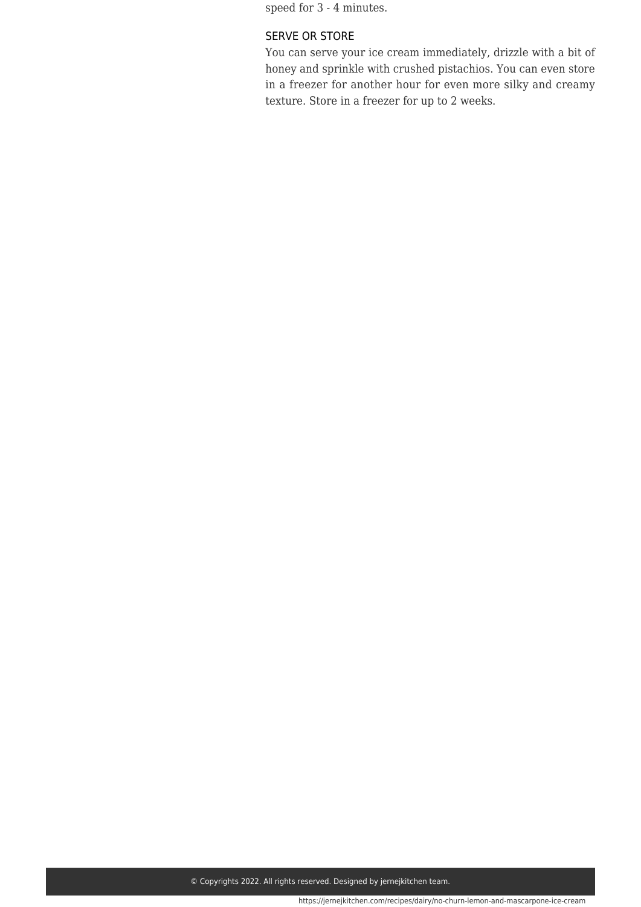speed for 3 - 4 minutes.

### SERVE OR STORE

You can serve your ice cream immediately, drizzle with a bit of honey and sprinkle with crushed pistachios. You can even store in a freezer for another hour for even more silky and creamy texture. Store in a freezer for up to 2 weeks.